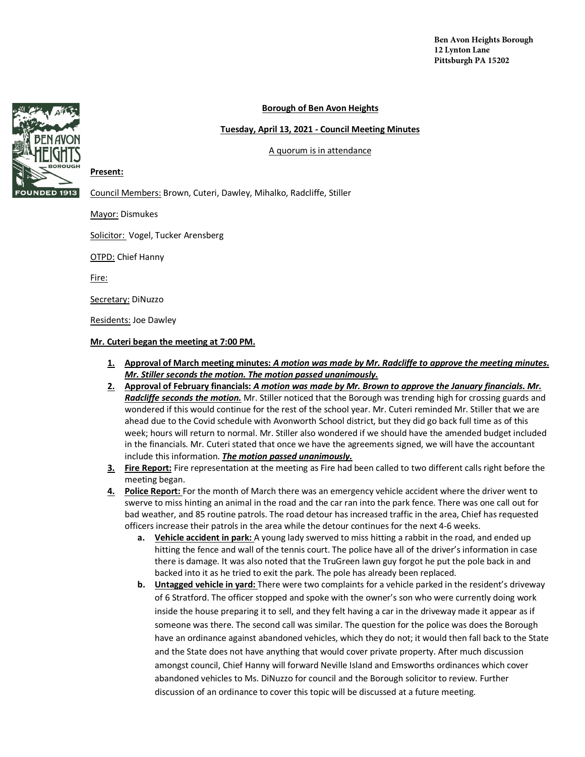Ben Avon Heights Borough
12 Lynton Lane
Pittsburgh PA 15202

**Borough of Ben Avon Heights**

**Tuesday, April 13, 2021 - Council Meeting Minutes**

A quorum is in attendance

**Present:**

Council Members: Brown, Cuteri, Dawley, Mihalko, Radcliffe, Stiller

Mayor: Dismukes

Solicitor: Vogel, Tucker Arensberg

OTPD: Chief Hanny

Fire:

Secretary: DiNuzzo

Residents: Joe Dawley

**Mr. Cuteri began the meeting at 7:00 PM.**

1. **Approval of March meeting minutes:** ***A motion was made by Mr. Radcliffe to approve the meeting minutes. Mr. Stiller seconds the motion. The motion passed unanimously.***
2. **Approval of February financials:** ***A motion was made by Mr. Brown to approve the January financials. Mr. Radcliffe seconds the motion.*** Mr. Stiller noticed that the Borough was trending high for crossing guards and wondered if this would continue for the rest of the school year. Mr. Cuteri reminded Mr. Stiller that we are ahead due to the Covid schedule with Avonworth School district, but they did go back full time as of this week; hours will return to normal. Mr. Stiller also wondered if we should have the amended budget included in the financials. Mr. Cuteri stated that once we have the agreements signed, we will have the accountant include this information. ***The motion passed unanimously.***
3. **Fire Report:** Fire representation at the meeting as Fire had been called to two different calls right before the meeting began.
4. **Police Report:** For the month of March there was an emergency vehicle accident where the driver went to swerve to miss hinting an animal in the road and the car ran into the park fence. There was one call out for bad weather, and 85 routine patrols. The road detour has increased traffic in the area, Chief has requested officers increase their patrols in the area while the detour continues for the next 4-6 weeks.
   a. **Vehicle accident in park:** A young lady swerved to miss hitting a rabbit in the road, and ended up hitting the fence and wall of the tennis court. The police have all of the driver's information in case there is damage. It was also noted that the TruGreen lawn guy forgot he put the pole back in and backed into it as he tried to exit the park. The pole has already been replaced.
   b. **Untagged vehicle in yard:** There were two complaints for a vehicle parked in the resident's driveway of 6 Stratford. The officer stopped and spoke with the owner's son who were currently doing work inside the house preparing it to sell, and they felt having a car in the driveway made it appear as if someone was there. The second call was similar. The question for the police was does the Borough have an ordinance against abandoned vehicles, which they do not; it would then fall back to the State and the State does not have anything that would cover private property. After much discussion amongst council, Chief Hanny will forward Neville Island and Emsworths ordinances which cover abandoned vehicles to Ms. DiNuzzo for council and the Borough solicitor to review. Further discussion of an ordinance to cover this topic will be discussed at a future meeting.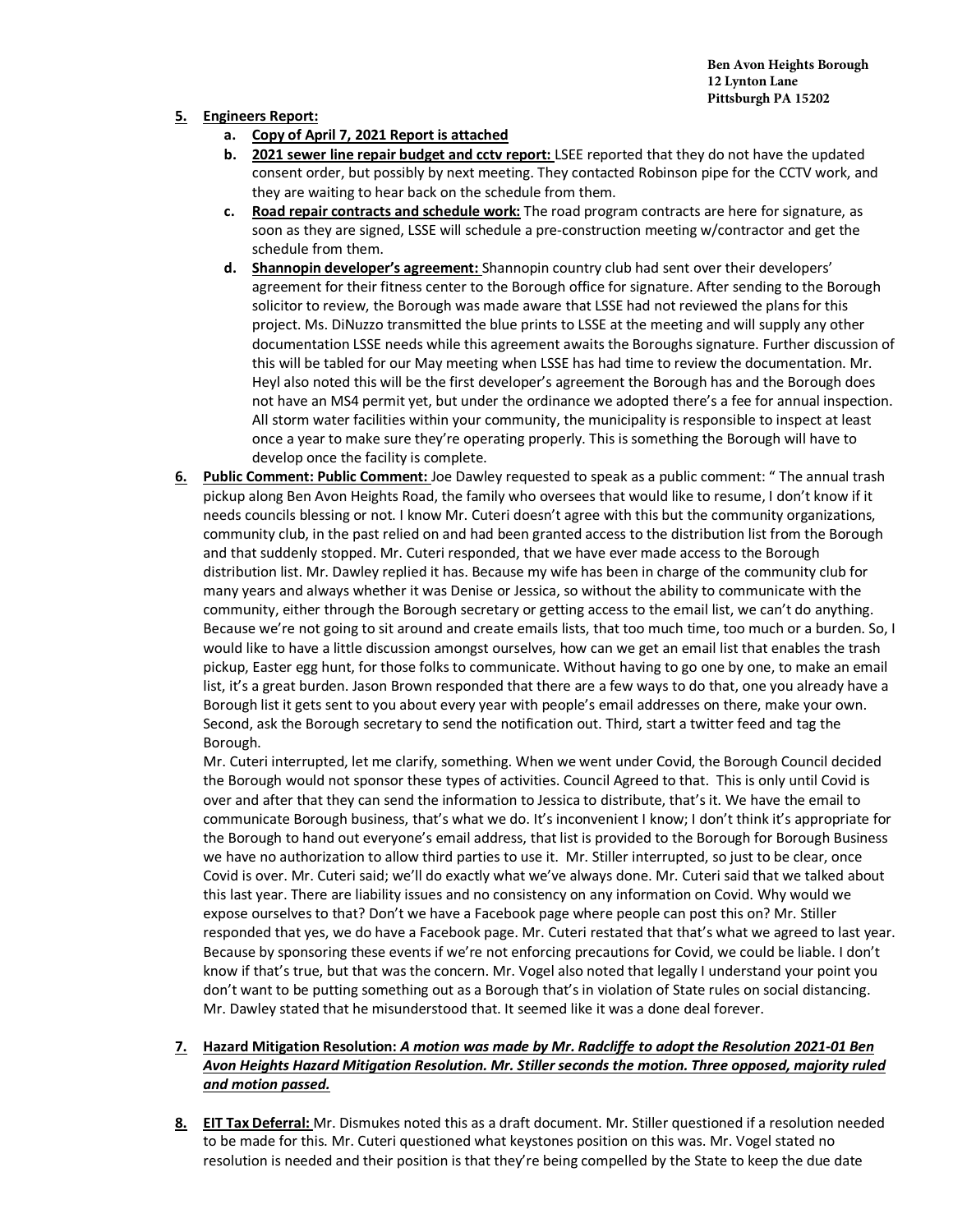Ben Avon Heights Borough
12 Lynton Lane
Pittsburgh PA 15202

5. **Engineers Report:**
   a. **Copy of April 7, 2021 Report is attached**
   b. **2021 sewer line repair budget and cctv report:** LSEE reported that they do not have the updated consent order, but possibly by next meeting. They contacted Robinson pipe for the CCTV work, and they are waiting to hear back on the schedule from them.
   c. **Road repair contracts and schedule work:** The road program contracts are here for signature, as soon as they are signed, LSSE will schedule a pre-construction meeting w/contractor and get the schedule from them.
   d. **Shannopin developer's agreement:** Shannopin country club had sent over their developers' agreement for their fitness center to the Borough office for signature. After sending to the Borough solicitor to review, the Borough was made aware that LSSE had not reviewed the plans for this project. Ms. DiNuzzo transmitted the blue prints to LSSE at the meeting and will supply any other documentation LSSE needs while this agreement awaits the Boroughs signature. Further discussion of this will be tabled for our May meeting when LSSE has had time to review the documentation. Mr. Heyl also noted this will be the first developer's agreement the Borough has and the Borough does not have an MS4 permit yet, but under the ordinance we adopted there's a fee for annual inspection. All storm water facilities within your community, the municipality is responsible to inspect at least once a year to make sure they're operating properly. This is something the Borough will have to develop once the facility is complete.

6. **Public Comment: Public Comment:** Joe Dawley requested to speak as a public comment: " The annual trash pickup along Ben Avon Heights Road, the family who oversees that would like to resume, I don't know if it needs councils blessing or not. I know Mr. Cuteri doesn't agree with this but the community organizations, community club, in the past relied on and had been granted access to the distribution list from the Borough and that suddenly stopped. Mr. Cuteri responded, that we have ever made access to the Borough distribution list. Mr. Dawley replied it has. Because my wife has been in charge of the community club for many years and always whether it was Denise or Jessica, so without the ability to communicate with the community, either through the Borough secretary or getting access to the email list, we can't do anything. Because we're not going to sit around and create emails lists, that too much time, too much or a burden. So, I would like to have a little discussion amongst ourselves, how can we get an email list that enables the trash pickup, Easter egg hunt, for those folks to communicate. Without having to go one by one, to make an email list, it's a great burden. Jason Brown responded that there are a few ways to do that, one you already have a Borough list it gets sent to you about every year with people's email addresses on there, make your own. Second, ask the Borough secretary to send the notification out. Third, start a twitter feed and tag the Borough.

   Mr. Cuteri interrupted, let me clarify, something. When we went under Covid, the Borough Council decided the Borough would not sponsor these types of activities. Council Agreed to that. This is only until Covid is over and after that they can send the information to Jessica to distribute, that's it. We have the email to communicate Borough business, that's what we do. It's inconvenient I know; I don't think it's appropriate for the Borough to hand out everyone's email address, that list is provided to the Borough for Borough Business we have no authorization to allow third parties to use it. Mr. Stiller interrupted, so just to be clear, once Covid is over. Mr. Cuteri said; we'll do exactly what we've always done. Mr. Cuteri said that we talked about this last year. There are liability issues and no consistency on any information on Covid. Why would we expose ourselves to that? Don't we have a Facebook page where people can post this on? Mr. Stiller responded that yes, we do have a Facebook page. Mr. Cuteri restated that that's what we agreed to last year. Because by sponsoring these events if we're not enforcing precautions for Covid, we could be liable. I don't know if that's true, but that was the concern. Mr. Vogel also noted that legally I understand your point you don't want to be putting something out as a Borough that's in violation of State rules on social distancing. Mr. Dawley stated that he misunderstood that. It seemed like it was a done deal forever.

7. **Hazard Mitigation Resolution:** ***A motion was made by Mr. Radcliffe to adopt the Resolution 2021-01 Ben Avon Heights Hazard Mitigation Resolution. Mr. Stiller seconds the motion. Three opposed, majority ruled and motion passed.***

8. **EIT Tax Deferral:** Mr. Dismukes noted this as a draft document. Mr. Stiller questioned if a resolution needed to be made for this. Mr. Cuteri questioned what keystones position on this was. Mr. Vogel stated no resolution is needed and their position is that they're being compelled by the State to keep the due date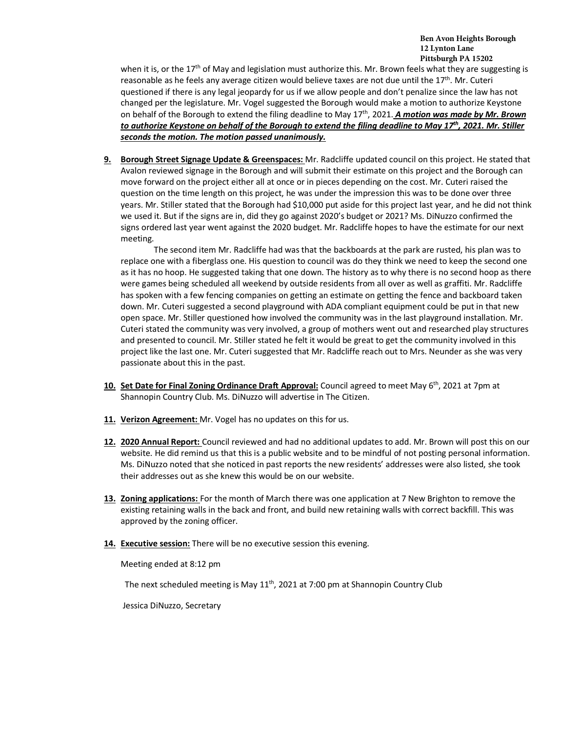when it is, or the 17th of May and legislation must authorize this. Mr. Brown feels what they are suggesting is reasonable as he feels any average citizen would believe taxes are not due until the 17th. Mr. Cuteri questioned if there is any legal jeopardy for us if we allow people and don't penalize since the law has not changed per the legislature. Mr. Vogel suggested the Borough would make a motion to authorize Keystone on behalf of the Borough to extend the filing deadline to May 17th, 2021. ***A motion was made by Mr. Brown to authorize Keystone on behalf of the Borough to extend the filing deadline to May 17th, 2021. Mr. Stiller seconds the motion. The motion passed unanimously.***

**9.** **Borough Street Signage Update & Greenspaces:** Mr. Radcliffe updated council on this project. He stated that Avalon reviewed signage in the Borough and will submit their estimate on this project and the Borough can move forward on the project either all at once or in pieces depending on the cost. Mr. Cuteri raised the question on the time length on this project, he was under the impression this was to be done over three years. Mr. Stiller stated that the Borough had $10,000 put aside for this project last year, and he did not think we used it. But if the signs are in, did they go against 2020's budget or 2021? Ms. DiNuzzo confirmed the signs ordered last year went against the 2020 budget. Mr. Radcliffe hopes to have the estimate for our next meeting.

The second item Mr. Radcliffe had was that the backboards at the park are rusted, his plan was to replace one with a fiberglass one. His question to council was do they think we need to keep the second one as it has no hoop. He suggested taking that one down. The history as to why there is no second hoop as there were games being scheduled all weekend by outside residents from all over as well as graffiti. Mr. Radcliffe has spoken with a few fencing companies on getting an estimate on getting the fence and backboard taken down. Mr. Cuteri suggested a second playground with ADA compliant equipment could be put in that new open space. Mr. Stiller questioned how involved the community was in the last playground installation. Mr. Cuteri stated the community was very involved, a group of mothers went out and researched play structures and presented to council. Mr. Stiller stated he felt it would be great to get the community involved in this project like the last one. Mr. Cuteri suggested that Mr. Radcliffe reach out to Mrs. Neunder as she was very passionate about this in the past.

**10.** **Set Date for Final Zoning Ordinance Draft Approval:** Council agreed to meet May 6th, 2021 at 7pm at Shannopin Country Club. Ms. DiNuzzo will advertise in The Citizen.

**11.** **Verizon Agreement:** Mr. Vogel has no updates on this for us.

**12.** **2020 Annual Report:** Council reviewed and had no additional updates to add. Mr. Brown will post this on our website. He did remind us that this is a public website and to be mindful of not posting personal information. Ms. DiNuzzo noted that she noticed in past reports the new residents' addresses were also listed, she took their addresses out as she knew this would be on our website.

**13.** **Zoning applications:** For the month of March there was one application at 7 New Brighton to remove the existing retaining walls in the back and front, and build new retaining walls with correct backfill. This was approved by the zoning officer.

**14.** **Executive session:** There will be no executive session this evening.

Meeting ended at 8:12 pm

The next scheduled meeting is May 11th, 2021 at 7:00 pm at Shannopin Country Club

Jessica DiNuzzo, Secretary